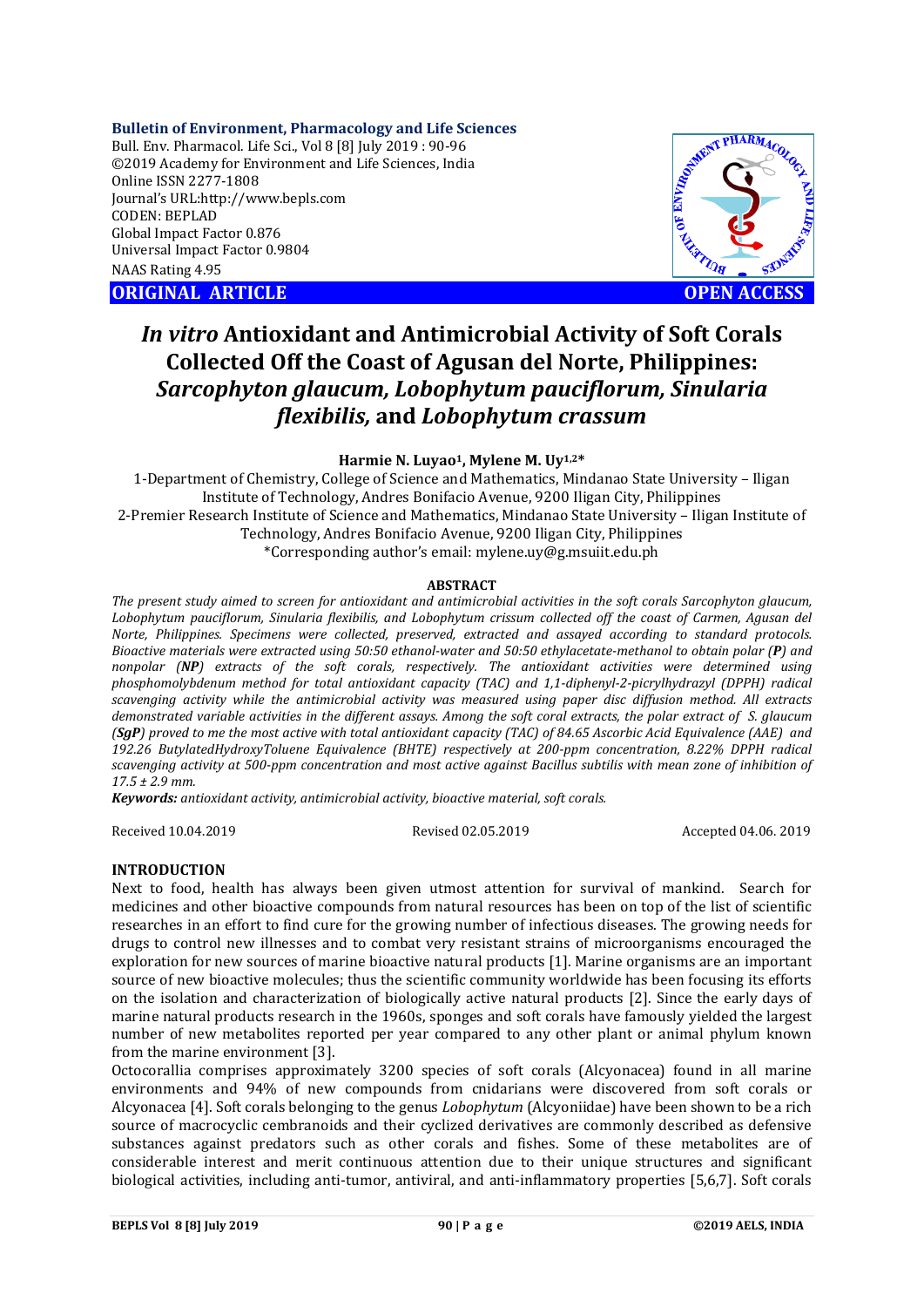Bulletin of Environment, Pharmacology and Life Sciences
Bull. Env. Pharmacol. Life Sci., Vol 8 [8] July 2019 : 90-96
©2019 Academy for Environment and Life Sciences, India
Online ISSN 2277-1808
Journal's URL:http://www.bepls.com
CODEN: BEPLAD
Global Impact Factor 0.876
Universal Impact Factor 0.9804
NAAS Rating 4.95

**ORIGINAL ARTICLE** **OPEN ACCESS**

# *In vitro* Antioxidant and Antimicrobial Activity of Soft Corals Collected Off the Coast of Agusan del Norte, Philippines: *Sarcophyton glaucum, Lobophytum pauciflorum, Sinularia flexibilis,* and *Lobophytum crassum*

**Harmie N. Luyao[1], Mylene M. Uy[1,2]***

1-Department of Chemistry, College of Science and Mathematics, Mindanao State University – Iligan Institute of Technology, Andres Bonifacio Avenue, 9200 Iligan City, Philippines
2-Premier Research Institute of Science and Mathematics, Mindanao State University – Iligan Institute of Technology, Andres Bonifacio Avenue, 9200 Iligan City, Philippines
*Corresponding author's email: mylene.uy@g.msuiit.edu.ph

## ABSTRACT

*The present study aimed to screen for antioxidant and antimicrobial activities in the soft corals Sarcophyton glaucum, Lobophytum pauciflorum, Sinularia flexibilis, and Lobophytum crissum collected off the coast of Carmen, Agusan del Norte, Philippines. Specimens were collected, preserved, extracted and assayed according to standard protocols. Bioactive materials were extracted using 50:50 ethanol-water and 50:50 ethylacetate-methanol to obtain polar (**P**) and nonpolar (**NP**) extracts of the soft corals, respectively. The antioxidant activities were determined using phosphomolybdenum method for total antioxidant capacity (TAC) and 1,1-diphenyl-2-picrylhydrazyl (DPPH) radical scavenging activity while the antimicrobial activity was measured using paper disc diffusion method. All extracts demonstrated variable activities in the different assays. Among the soft coral extracts, the polar extract of S. glaucum (**SgP**) proved to me the most active with total antioxidant capacity (TAC) of 84.65 Ascorbic Acid Equivalence (AAE) and 192.26 ButylatedHydroxyToluene Equivalence (BHTE) respectively at 200-ppm concentration, 8.22% DPPH radical scavenging activity at 500-ppm concentration and most active against Bacillus subtilis with mean zone of inhibition of 17.5 ± 2.9 mm.*

***Keywords:*** *antioxidant activity, antimicrobial activity, bioactive material, soft corals.*

Received 10.04.2019 Revised 02.05.2019 Accepted 04.06. 2019

## INTRODUCTION

Next to food, health has always been given utmost attention for survival of mankind. Search for medicines and other bioactive compounds from natural resources has been on top of the list of scientific researches in an effort to find cure for the growing number of infectious diseases. The growing needs for drugs to control new illnesses and to combat very resistant strains of microorganisms encouraged the exploration for new sources of marine bioactive natural products [1]. Marine organisms are an important source of new bioactive molecules; thus the scientific community worldwide has been focusing its efforts on the isolation and characterization of biologically active natural products [2]. Since the early days of marine natural products research in the 1960s, sponges and soft corals have famously yielded the largest number of new metabolites reported per year compared to any other plant or animal phylum known from the marine environment [3].

Octocorallia comprises approximately 3200 species of soft corals (Alcyonacea) found in all marine environments and 94% of new compounds from cnidarians were discovered from soft corals or Alcyonacea [4]. Soft corals belonging to the genus *Lobophytum* (Alcyoniidae) have been shown to be a rich source of macrocyclic cembranoids and their cyclized derivatives are commonly described as defensive substances against predators such as other corals and fishes. Some of these metabolites are of considerable interest and merit continuous attention due to their unique structures and significant biological activities, including anti-tumor, antiviral, and anti-inflammatory properties [5,6,7]. Soft corals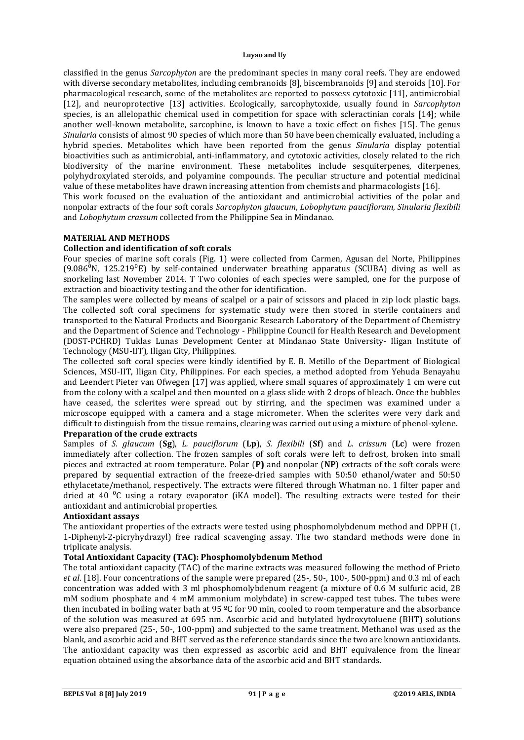classified in the genus *Sarcophyton* are the predominant species in many coral reefs. They are endowed with diverse secondary metabolites, including cembranoids [8], biscembranoids [9] and steroids [10]. For pharmacological research, some of the metabolites are reported to possess cytotoxic [11], antimicrobial [12], and neuroprotective [13] activities. Ecologically, sarcophytoxide, usually found in *Sarcophyton* species, is an allelopathic chemical used in competition for space with scleractinian corals [14]; while another well-known metabolite, sarcophine, is known to have a toxic effect on fishes [15]. The genus *Sinularia* consists of almost 90 species of which more than 50 have been chemically evaluated, including a hybrid species. Metabolites which have been reported from the genus *Sinularia* display potential bioactivities such as antimicrobial, anti-inflammatory, and cytotoxic activities, closely related to the rich biodiversity of the marine environment. These metabolites include sesquiterpenes, diterpenes, polyhydroxylated steroids, and polyamine compounds. The peculiar structure and potential medicinal value of these metabolites have drawn increasing attention from chemists and pharmacologists [16].

This work focused on the evaluation of the antioxidant and antimicrobial activities of the polar and nonpolar extracts of the four soft corals *Sarcophyton glaucum*, *Lobophytum pauciflorum*, *Sinularia flexibili* and *Lobophytum crassum* collected from the Philippine Sea in Mindanao.

## MATERIAL AND METHODS

### Collection and identification of soft corals

Four species of marine soft corals (Fig. 1) were collected from Carmen, Agusan del Norte, Philippines (9.086$^0$N, 125.219$^0$E) by self-contained underwater breathing apparatus (SCUBA) diving as well as snorkeling last November 2014. T Two colonies of each species were sampled, one for the purpose of extraction and bioactivity testing and the other for identification.

The samples were collected by means of scalpel or a pair of scissors and placed in zip lock plastic bags. The collected soft coral specimens for systematic study were then stored in sterile containers and transported to the Natural Products and Bioorganic Research Laboratory of the Department of Chemistry and the Department of Science and Technology - Philippine Council for Health Research and Development (DOST-PCHRD) Tuklas Lunas Development Center at Mindanao State University- Iligan Institute of Technology (MSU-IIT), Iligan City, Philippines.

The collected soft coral species were kindly identified by E. B. Metillo of the Department of Biological Sciences, MSU-IIT, Iligan City, Philippines. For each species, a method adopted from Yehuda Benayahu and Leendert Pieter van Ofwegen [17] was applied, where small squares of approximately 1 cm were cut from the colony with a scalpel and then mounted on a glass slide with 2 drops of bleach. Once the bubbles have ceased, the sclerites were spread out by stirring, and the specimen was examined under a microscope equipped with a camera and a stage micrometer. When the sclerites were very dark and difficult to distinguish from the tissue remains, clearing was carried out using a mixture of phenol-xylene.

### Preparation of the crude extracts

Samples of *S. glaucum* (**Sg**), *L. pauciflorum* (**Lp**), *S. flexibili* (**Sf**) and *L. crissum* (**Lc**) were frozen immediately after collection. The frozen samples of soft corals were left to defrost, broken into small pieces and extracted at room temperature. Polar (**P)** and nonpolar (**NP**) extracts of the soft corals were prepared by sequential extraction of the freeze-dried samples with 50:50 ethanol/water and 50:50 ethylacetate/methanol, respectively. The extracts were filtered through Whatman no. 1 filter paper and dried at 40 $^0$C using a rotary evaporator (iKA model). The resulting extracts were tested for their antioxidant and antimicrobial properties.

### Antioxidant assays

The antioxidant properties of the extracts were tested using phosphomolybdenum method and DPPH (1, 1-Diphenyl-2-picryhydrazyl) free radical scavenging assay. The two standard methods were done in triplicate analysis.

### Total Antioxidant Capacity (TAC): Phosphomolybdenum Method

The total antioxidant capacity (TAC) of the marine extracts was measured following the method of Prieto *et al*. [18]. Four concentrations of the sample were prepared (25-, 50-, 100-, 500-ppm) and 0.3 ml of each concentration was added with 3 ml phosphomolybdenum reagent (a mixture of 0.6 M sulfuric acid, 28 mM sodium phosphate and 4 mM ammonium molybdate) in screw-capped test tubes. The tubes were then incubated in boiling water bath at 95 ºC for 90 min, cooled to room temperature and the absorbance of the solution was measured at 695 nm. Ascorbic acid and butylated hydroxytoluene (BHT) solutions were also prepared (25-, 50-, 100-ppm) and subjected to the same treatment. Methanol was used as the blank, and ascorbic acid and BHT served as the reference standards since the two are known antioxidants. The antioxidant capacity was then expressed as ascorbic acid and BHT equivalence from the linear equation obtained using the absorbance data of the ascorbic acid and BHT standards.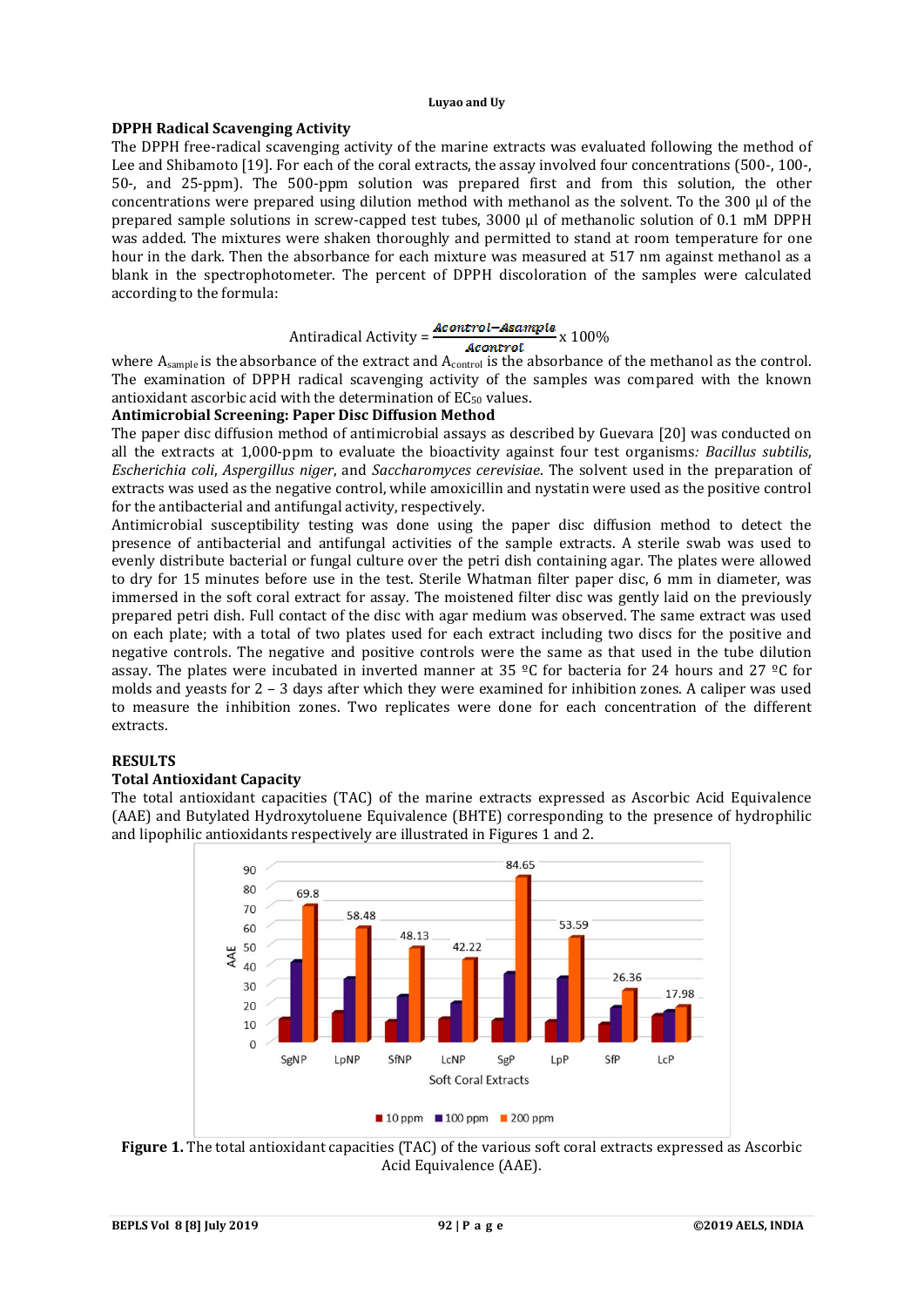### DPPH Radical Scavenging Activity

The DPPH free-radical scavenging activity of the marine extracts was evaluated following the method of Lee and Shibamoto [19]. For each of the coral extracts, the assay involved four concentrations (500-, 100-, 50-, and 25-ppm). The 500-ppm solution was prepared first and from this solution, the other concentrations were prepared using dilution method with methanol as the solvent. To the 300 µl of the prepared sample solutions in screw-capped test tubes, 3000 µl of methanolic solution of 0.1 mM DPPH was added. The mixtures were shaken thoroughly and permitted to stand at room temperature for one hour in the dark. Then the absorbance for each mixture was measured at 517 nm against methanol as a blank in the spectrophotometer. The percent of DPPH discoloration of the samples were calculated according to the formula:

$$\text{Antiradical Activity} = \frac{A_{control} - A_{sample}}{A_{control}} \times 100\%$$

where $A_{sample}$ is the absorbance of the extract and $A_{control}$ is the absorbance of the methanol as the control. The examination of DPPH radical scavenging activity of the samples was compared with the known antioxidant ascorbic acid with the determination of $EC_{50}$ values.

### Antimicrobial Screening: Paper Disc Diffusion Method

The paper disc diffusion method of antimicrobial assays as described by Guevara [20] was conducted on all the extracts at 1,000-ppm to evaluate the bioactivity against four test organisms*: Bacillus subtilis*, *Escherichia coli*, *Aspergillus niger*, and *Saccharomyces cerevisiae*. The solvent used in the preparation of extracts was used as the negative control, while amoxicillin and nystatin were used as the positive control for the antibacterial and antifungal activity, respectively.

Antimicrobial susceptibility testing was done using the paper disc diffusion method to detect the presence of antibacterial and antifungal activities of the sample extracts. A sterile swab was used to evenly distribute bacterial or fungal culture over the petri dish containing agar. The plates were allowed to dry for 15 minutes before use in the test. Sterile Whatman filter paper disc, 6 mm in diameter, was immersed in the soft coral extract for assay. The moistened filter disc was gently laid on the previously prepared petri dish. Full contact of the disc with agar medium was observed. The same extract was used on each plate; with a total of two plates used for each extract including two discs for the positive and negative controls. The negative and positive controls were the same as that used in the tube dilution assay. The plates were incubated in inverted manner at 35 ºC for bacteria for 24 hours and 27 ºC for molds and yeasts for 2 – 3 days after which they were examined for inhibition zones. A caliper was used to measure the inhibition zones. Two replicates were done for each concentration of the different extracts.

## RESULTS

### Total Antioxidant Capacity

The total antioxidant capacities (TAC) of the marine extracts expressed as Ascorbic Acid Equivalence (AAE) and Butylated Hydroxytoluene Equivalence (BHTE) corresponding to the presence of hydrophilic and lipophilic antioxidants respectively are illustrated in Figures 1 and 2.

**Figure 1.** The total antioxidant capacities (TAC) of the various soft coral extracts expressed as Ascorbic Acid Equivalence (AAE).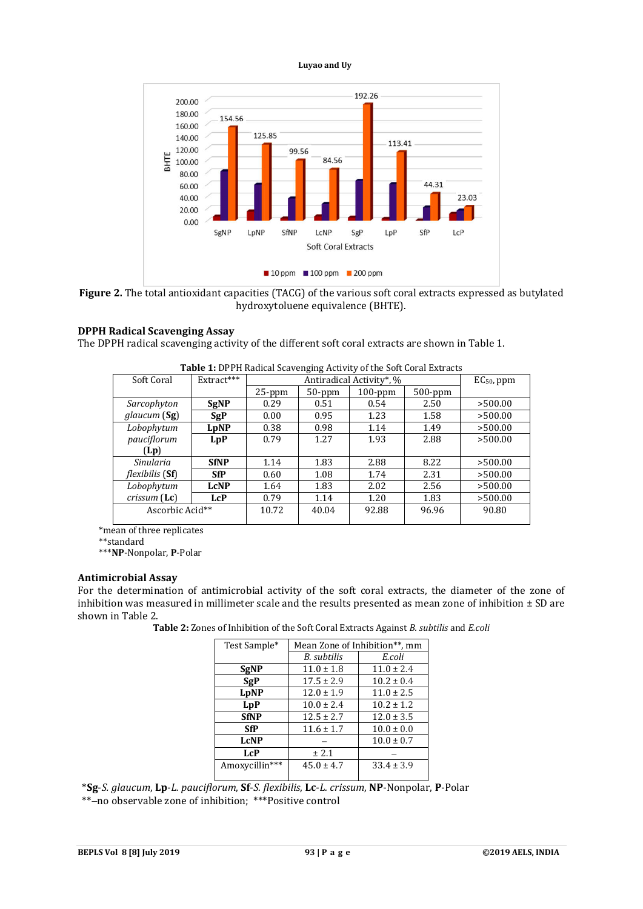**Figure 2.** The total antioxidant capacities (TACG) of the various soft coral extracts expressed as butylated hydroxytoluene equivalence (BHTE).

### DPPH Radical Scavenging Assay

The DPPH radical scavenging activity of the different soft coral extracts are shown in Table 1.

**Table 1:** DPPH Radical Scavenging Activity of the Soft Coral Extracts

| Soft Coral | Extract*** | Antiradical Activity*, % | | | | $EC_{50}$, ppm |
|---|---|---|---|---|---|---|
| | | 25-ppm | 50-ppm | 100-ppm | 500-ppm | |
| *Sarcophyton glaucum* (**Sg**) | **SgNP** | 0.29 | 0.51 | 0.54 | 2.50 | >500.00 |
| | **SgP** | 0.00 | 0.95 | 1.23 | 1.58 | >500.00 |
| *Lobophytum pauciflorum* (**Lp**) | **LpNP** | 0.38 | 0.98 | 1.14 | 1.49 | >500.00 |
| | **LpP** | 0.79 | 1.27 | 1.93 | 2.88 | >500.00 |
| *Sinularia flexibilis* (**Sf**) | **SfNP** | 1.14 | 1.83 | 2.88 | 8.22 | >500.00 |
| | **SfP** | 0.60 | 1.08 | 1.74 | 2.31 | >500.00 |
| *Lobophytum crissum* (**Lc**) | **LcNP** | 1.64 | 1.83 | 2.02 | 2.56 | >500.00 |
| | **LcP** | 0.79 | 1.14 | 1.20 | 1.83 | >500.00 |
| Ascorbic Acid** | | 10.72 | 40.04 | 92.88 | 96.96 | 90.80 |

*mean of three replicates
**standard
***NP-Nonpolar, P-Polar

### Antimicrobial Assay

For the determination of antimicrobial activity of the soft coral extracts, the diameter of the zone of inhibition was measured in millimeter scale and the results presented as mean zone of inhibition ± SD are shown in Table 2.

**Table 2:** Zones of Inhibition of the Soft Coral Extracts Against *B. subtilis* and *E.coli*

| Test Sample* | Mean Zone of Inhibition**, mm | |
|---|---|---|
| | *B. subtilis* | *E.coli* |
| **SgNP** | 11.0 ± 1.8 | 11.0 ± 2.4 |
| **SgP** | 17.5 ± 2.9 | 10.2 ± 0.4 |
| **LpNP** | 12.0 ± 1.9 | 11.0 ± 2.5 |
| **LpP** | 10.0 ± 2.4 | 10.2 ± 1.2 |
| **SfNP** | 12.5 ± 2.7 | 12.0 ± 3.5 |
| **SfP** | 11.6 ± 1.7 | 10.0 ± 0.0 |
| **LcNP** | – | 10.0 ± 0.7 |
| **LcP** | ± 2.1 | – |
| Amoxycillin*** | 45.0 ± 4.7 | 33.4 ± 3.9 |

***Sg**-*S. glaucum*, **Lp**-*L. pauciflorum*, **Sf**-*S. flexibilis*, **Lc**-*L. crissum*, **NP**-Nonpolar, **P**-Polar
**–no observable zone of inhibition; ***Positive control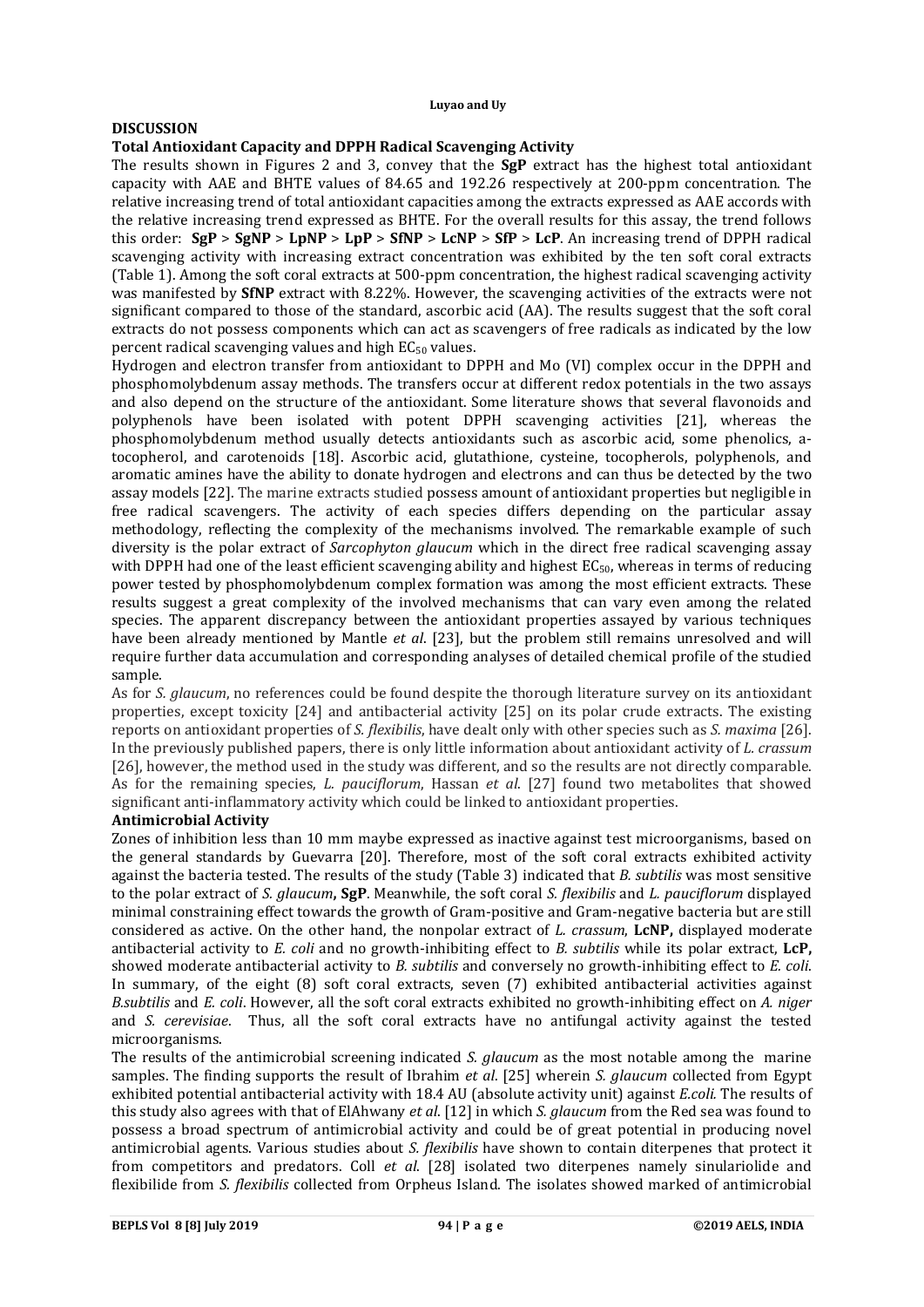## DISCUSSION

### Total Antioxidant Capacity and DPPH Radical Scavenging Activity

The results shown in Figures 2 and 3, convey that the **SgP** extract has the highest total antioxidant capacity with AAE and BHTE values of 84.65 and 192.26 respectively at 200-ppm concentration. The relative increasing trend of total antioxidant capacities among the extracts expressed as AAE accords with the relative increasing trend expressed as BHTE. For the overall results for this assay, the trend follows this order: **SgP** > **SgNP** > **LpNP** > **LpP** > **SfNP** > **LcNP** > **SfP** > **LcP**. An increasing trend of DPPH radical scavenging activity with increasing extract concentration was exhibited by the ten soft coral extracts (Table 1). Among the soft coral extracts at 500-ppm concentration, the highest radical scavenging activity was manifested by **SfNP** extract with 8.22%. However, the scavenging activities of the extracts were not significant compared to those of the standard, ascorbic acid (AA). The results suggest that the soft coral extracts do not possess components which can act as scavengers of free radicals as indicated by the low percent radical scavenging values and high $EC_{50}$ values.

Hydrogen and electron transfer from antioxidant to DPPH and Mo (VI) complex occur in the DPPH and phosphomolybdenum assay methods. The transfers occur at different redox potentials in the two assays and also depend on the structure of the antioxidant. Some literature shows that several flavonoids and polyphenols have been isolated with potent DPPH scavenging activities [21], whereas the phosphomolybdenum method usually detects antioxidants such as ascorbic acid, some phenolics, a-tocopherol, and carotenoids [18]. Ascorbic acid, glutathione, cysteine, tocopherols, polyphenols, and aromatic amines have the ability to donate hydrogen and electrons and can thus be detected by the two assay models [22]. The marine extracts studied possess amount of antioxidant properties but negligible in free radical scavengers. The activity of each species differs depending on the particular assay methodology, reflecting the complexity of the mechanisms involved. The remarkable example of such diversity is the polar extract of *Sarcophyton glaucum* which in the direct free radical scavenging assay with DPPH had one of the least efficient scavenging ability and highest $EC_{50}$, whereas in terms of reducing power tested by phosphomolybdenum complex formation was among the most efficient extracts. These results suggest a great complexity of the involved mechanisms that can vary even among the related species. The apparent discrepancy between the antioxidant properties assayed by various techniques have been already mentioned by Mantle *et al*. [23], but the problem still remains unresolved and will require further data accumulation and corresponding analyses of detailed chemical profile of the studied sample.

As for *S. glaucum*, no references could be found despite the thorough literature survey on its antioxidant properties, except toxicity [24] and antibacterial activity [25] on its polar crude extracts. The existing reports on antioxidant properties of *S. flexibilis*, have dealt only with other species such as *S. maxima* [26]. In the previously published papers, there is only little information about antioxidant activity of *L. crassum* [26], however, the method used in the study was different, and so the results are not directly comparable. As for the remaining species, *L. pauciflorum*, Hassan *et al*. [27] found two metabolites that showed significant anti-inflammatory activity which could be linked to antioxidant properties.

### Antimicrobial Activity

Zones of inhibition less than 10 mm maybe expressed as inactive against test microorganisms, based on the general standards by Guevarra [20]. Therefore, most of the soft coral extracts exhibited activity against the bacteria tested. The results of the study (Table 3) indicated that *B. subtilis* was most sensitive to the polar extract of *S. glaucum***, SgP**. Meanwhile, the soft coral *S. flexibilis* and *L. pauciflorum* displayed minimal constraining effect towards the growth of Gram-positive and Gram-negative bacteria but are still considered as active. On the other hand, the nonpolar extract of *L. crassum*, **LcNP,** displayed moderate antibacterial activity to *E. coli* and no growth-inhibiting effect to *B. subtilis* while its polar extract, **LcP,** showed moderate antibacterial activity to *B. subtilis* and conversely no growth-inhibiting effect to *E. coli*. In summary, of the eight (8) soft coral extracts, seven (7) exhibited antibacterial activities against *B.subtilis* and *E. coli*. However, all the soft coral extracts exhibited no growth-inhibiting effect on *A. niger* and *S. cerevisiae*. Thus, all the soft coral extracts have no antifungal activity against the tested microorganisms.

The results of the antimicrobial screening indicated *S. glaucum* as the most notable among the marine samples. The finding supports the result of Ibrahim *et al*. [25] wherein *S. glaucum* collected from Egypt exhibited potential antibacterial activity with 18.4 AU (absolute activity unit) against *E.coli.* The results of this study also agrees with that of ElAhwany *et al*. [12] in which *S. glaucum* from the Red sea was found to possess a broad spectrum of antimicrobial activity and could be of great potential in producing novel antimicrobial agents. Various studies about *S. flexibilis* have shown to contain diterpenes that protect it from competitors and predators. Coll *et al*. [28] isolated two diterpenes namely sinulariolide and flexibilide from *S. flexibilis* collected from Orpheus Island. The isolates showed marked of antimicrobial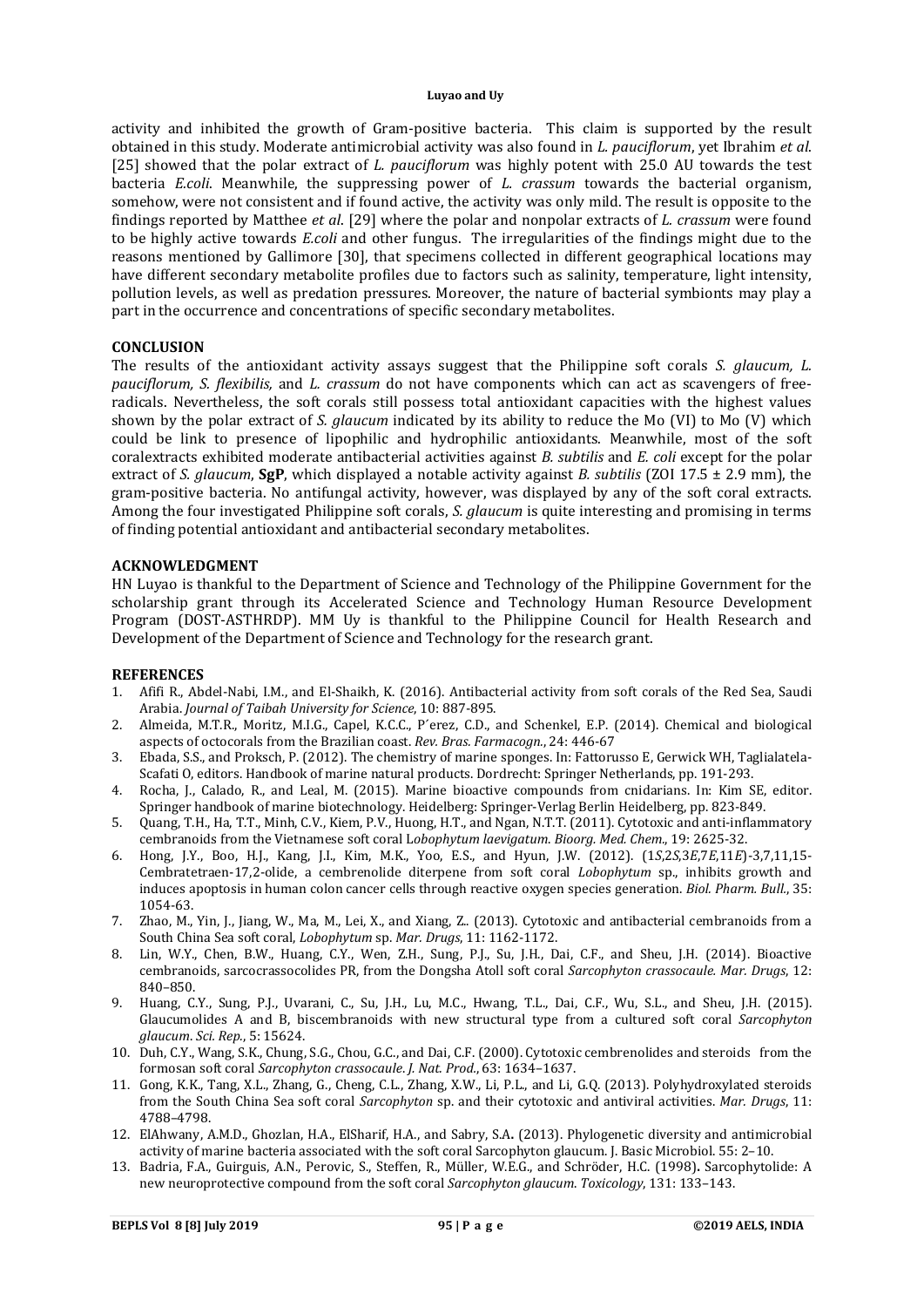activity and inhibited the growth of Gram-positive bacteria. This claim is supported by the result obtained in this study. Moderate antimicrobial activity was also found in *L. pauciflorum*, yet Ibrahim *et al*. [25] showed that the polar extract of *L. pauciflorum* was highly potent with 25.0 AU towards the test bacteria *E.coli*. Meanwhile, the suppressing power of *L. crassum* towards the bacterial organism, somehow, were not consistent and if found active, the activity was only mild. The result is opposite to the findings reported by Matthee *et al*. [29] where the polar and nonpolar extracts of *L. crassum* were found to be highly active towards *E.coli* and other fungus. The irregularities of the findings might due to the reasons mentioned by Gallimore [30], that specimens collected in different geographical locations may have different secondary metabolite profiles due to factors such as salinity, temperature, light intensity, pollution levels, as well as predation pressures. Moreover, the nature of bacterial symbionts may play a part in the occurrence and concentrations of specific secondary metabolites.

## CONCLUSION

The results of the antioxidant activity assays suggest that the Philippine soft corals *S. glaucum, L. pauciflorum, S. flexibilis,* and *L. crassum* do not have components which can act as scavengers of free-radicals. Nevertheless, the soft corals still possess total antioxidant capacities with the highest values shown by the polar extract of *S. glaucum* indicated by its ability to reduce the Mo (VI) to Mo (V) which could be link to presence of lipophilic and hydrophilic antioxidants. Meanwhile, most of the soft coralextracts exhibited moderate antibacterial activities against *B. subtilis* and *E. coli* except for the polar extract of *S. glaucum*, **SgP**, which displayed a notable activity against *B. subtilis* (ZOI 17.5 ± 2.9 mm), the gram-positive bacteria. No antifungal activity, however, was displayed by any of the soft coral extracts. Among the four investigated Philippine soft corals, *S. glaucum* is quite interesting and promising in terms of finding potential antioxidant and antibacterial secondary metabolites.

## ACKNOWLEDGMENT

HN Luyao is thankful to the Department of Science and Technology of the Philippine Government for the scholarship grant through its Accelerated Science and Technology Human Resource Development Program (DOST-ASTHRDP). MM Uy is thankful to the Philippine Council for Health Research and Development of the Department of Science and Technology for the research grant.

## REFERENCES

1. Afifi R., Abdel-Nabi, I.M., and El-Shaikh, K. (2016). Antibacterial activity from soft corals of the Red Sea, Saudi Arabia. *Journal of Taibah University for Science*, 10: 887-895.
2. Almeida, M.T.R., Moritz, M.I.G., Capel, K.C.C., P´erez, C.D., and Schenkel, E.P. (2014). Chemical and biological aspects of octocorals from the Brazilian coast. *Rev. Bras. Farmacogn.*, 24: 446-67
3. Ebada, S.S., and Proksch, P. (2012). The chemistry of marine sponges. In: Fattorusso E, Gerwick WH, Taglialatela-Scafati O, editors. Handbook of marine natural products. Dordrecht: Springer Netherlands, pp. 191-293.
4. Rocha, J., Calado, R., and Leal, M. (2015). Marine bioactive compounds from cnidarians. In: Kim SE, editor. Springer handbook of marine biotechnology. Heidelberg: Springer-Verlag Berlin Heidelberg, pp. 823-849.
5. Quang, T.H., Ha, T.T., Minh, C.V., Kiem, P.V., Huong, H.T., and Ngan, N.T.T. (2011). Cytotoxic and anti-inflammatory cembranoids from the Vietnamese soft coral L*obophytum laevigatum*. *Bioorg. Med. Chem.*, 19: 2625-32.
6. Hong, J.Y., Boo, H.J., Kang, J.I., Kim, M.K., Yoo, E.S., and Hyun, J.W. (2012). (1*S*,2*S*,3*E*,7*E*,11*E*)-3,7,11,15-Cembratetraen-17,2-olide, a cembrenolide diterpene from soft coral *Lobophytum* sp., inhibits growth and induces apoptosis in human colon cancer cells through reactive oxygen species generation. *Biol. Pharm. Bull.*, 35: 1054-63.
7. Zhao, M., Yin, J., Jiang, W., Ma, M., Lei, X., and Xiang, Z.. (2013). Cytotoxic and antibacterial cembranoids from a South China Sea soft coral, *Lobophytum* sp. *Mar. Drugs*, 11: 1162-1172.
8. Lin, W.Y., Chen, B.W., Huang, C.Y., Wen, Z.H., Sung, P.J., Su, J.H., Dai, C.F., and Sheu, J.H. (2014). Bioactive cembranoids, sarcocrassocolides PR, from the Dongsha Atoll soft coral *Sarcophyton crassocaule. Mar. Drugs*, 12: 840–850.
9. Huang, C.Y., Sung, P.J., Uvarani, C., Su, J.H., Lu, M.C., Hwang, T.L., Dai, C.F., Wu, S.L., and Sheu, J.H. (2015). Glaucumolides A and B, biscembranoids with new structural type from a cultured soft coral *Sarcophyton glaucum*. *Sci. Rep.*, 5: 15624.
10. Duh, C.Y., Wang, S.K., Chung, S.G., Chou, G.C., and Dai, C.F. (2000). Cytotoxic cembrenolides and steroids from the formosan soft coral *Sarcophyton crassocaule*. *J. Nat. Prod.*, 63: 1634–1637.
11. Gong, K.K., Tang, X.L., Zhang, G., Cheng, C.L., Zhang, X.W., Li, P.L., and Li, G.Q. (2013). Polyhydroxylated steroids from the South China Sea soft coral *Sarcophyton* sp. and their cytotoxic and antiviral activities. *Mar. Drugs*, 11: 4788–4798.
12. ElAhwany, A.M.D., Ghozlan, H.A., ElSharif, H.A., and Sabry, S.A**.** (2013). Phylogenetic diversity and antimicrobial activity of marine bacteria associated with the soft coral Sarcophyton glaucum. J. Basic Microbiol. 55: 2–10.
13. Badria, F.A., Guirguis, A.N., Perovic, S., Steffen, R., Müller, W.E.G., and Schröder, H.C. (1998)**.** Sarcophytolide: A new neuroprotective compound from the soft coral *Sarcophyton glaucum*. *Toxicology*, 131: 133–143.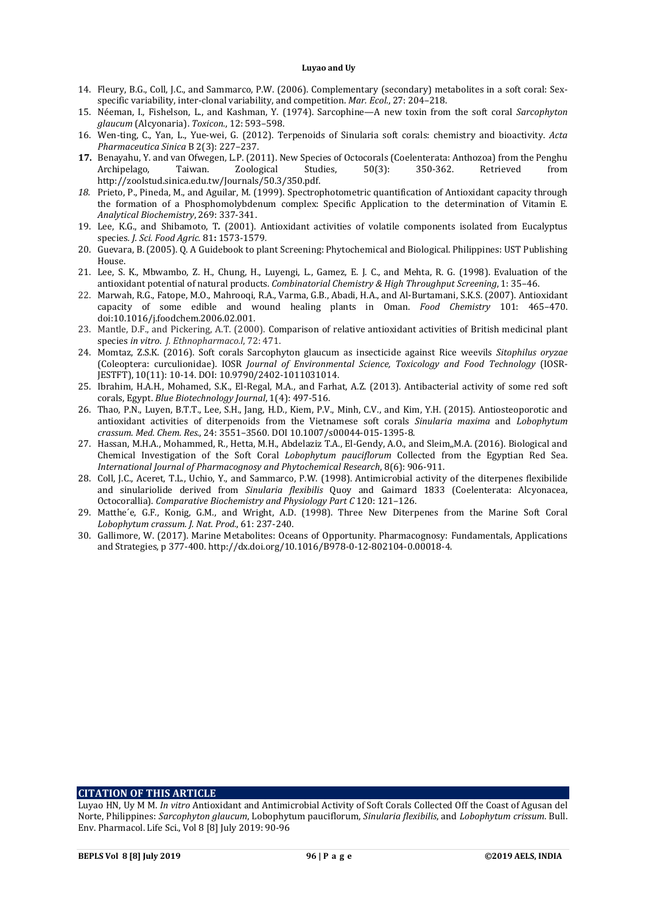14. Fleury, B.G., Coll, J.C., and Sammarco, P.W. (2006). Complementary (secondary) metabolites in a soft coral: Sex-specific variability, inter-clonal variability, and competition. *Mar. Ecol.*, 27: 204–218.
15. Néeman, I., Fishelson, L., and Kashman, Y. (1974). Sarcophine—A new toxin from the soft coral *Sarcophyton glaucum* (Alcyonaria). *Toxicon.*, 12: 593–598.
16. Wen-ting, C., Yan, L., Yue-wei, G. (2012). Terpenoids of Sinularia soft corals: chemistry and bioactivity. *Acta Pharmaceutica Sinica* B 2(3): 227–237.
17. Benayahu, Y. and van Ofwegen, L.P. (2011). New Species of Octocorals (Coelenterata: Anthozoa) from the Penghu Archipelago, Taiwan. Zoological Studies, 50(3): 350-362. Retrieved from http://zoolstud.sinica.edu.tw/Journals/50.3/350.pdf.
18. Prieto, P., Pineda, M., and Aguilar, M. (1999). Spectrophotometric quantification of Antioxidant capacity through the formation of a Phosphomolybdenum complex: Specific Application to the determination of Vitamin E. *Analytical Biochemistry*, 269: 337-341.
19. Lee, K.G., and Shibamoto, T. (2001). Antioxidant activities of volatile components isolated from Eucalyptus species. *J. Sci. Food Agric.* 81: 1573-1579.
20. Guevara, B. (2005). Q. A Guidebook to plant Screening: Phytochemical and Biological. Philippines: UST Publishing House.
21. Lee, S. K., Mbwambo, Z. H., Chung, H., Luyengi, L., Gamez, E. J. C., and Mehta, R. G. (1998). Evaluation of the antioxidant potential of natural products. *Combinatorial Chemistry & High Throughput Screening*, 1: 35–46.
22. Marwah, R.G., Fatope, M.O., Mahrooqi, R.A., Varma, G.B., Abadi, H.A., and Al-Burtamani, S.K.S. (2007). Antioxidant capacity of some edible and wound healing plants in Oman. *Food Chemistry* 101: 465–470. doi:10.1016/j.foodchem.2006.02.001.
23. Mantle, D.F., and Pickering, A.T. (2000). Comparison of relative antioxidant activities of British medicinal plant species *in vitro*. *J. Ethnopharmaco.l*, 72: 471.
24. Momtaz, Z.S.K. (2016). Soft corals Sarcophyton glaucum as insecticide against Rice weevils *Sitophilus oryzae* (Coleoptera: curculionidae). IOSR *Journal of Environmental Science, Toxicology and Food Technology* (IOSR-JESTFT), 10(11): 10-14. DOI: 10.9790/2402-1011031014.
25. Ibrahim, H.A.H., Mohamed, S.K., El-Regal, M.A., and Farhat, A.Z. (2013). Antibacterial activity of some red soft corals, Egypt. *Blue Biotechnology Journal*, 1(4): 497-516.
26. Thao, P.N., Luyen, B.T.T., Lee, S.H., Jang, H.D., Kiem, P.V., Minh, C.V., and Kim, Y.H. (2015). Antiosteoporotic and antioxidant activities of diterpenoids from the Vietnamese soft corals *Sinularia maxima* and *Lobophytum crassum. Med. Chem. Res.*, 24: 3551–3560. DOI 10.1007/s00044-015-1395-8.
27. Hassan, M.H.A., Mohammed, R., Hetta, M.H., Abdelaziz T.A., El-Gendy, A.O., and Sleim,,M.A. (2016). Biological and Chemical Investigation of the Soft Coral *Lobophytum pauciflorum* Collected from the Egyptian Red Sea. *International Journal of Pharmacognosy and Phytochemical Research*, 8(6): 906-911.
28. Coll, J.C., Aceret, T.L., Uchio, Y., and Sammarco, P.W. (1998). Antimicrobial activity of the diterpenes flexibilide and sinulariolide derived from *Sinularia flexibilis* Quoy and Gaimard 1833 (Coelenterata: Alcyonacea, Octocorallia). *Comparative Biochemistry and Physiology Part C* 120: 121–126.
29. Matthe´e, G.F., Konig, G.M., and Wright, A.D. (1998). Three New Diterpenes from the Marine Soft Coral *Lobophytum crassum. J. Nat. Prod.*, 61: 237-240.
30. Gallimore, W. (2017). Marine Metabolites: Oceans of Opportunity. Pharmacognosy: Fundamentals, Applications and Strategies, p 377-400. http://dx.doi.org/10.1016/B978-0-12-802104-0.00018-4.

## CITATION OF THIS ARTICLE

Luyao HN, Uy M M. *In vitro* Antioxidant and Antimicrobial Activity of Soft Corals Collected Off the Coast of Agusan del Norte, Philippines: *Sarcophyton glaucum*, Lobophytum pauciflorum, *Sinularia flexibilis*, and *Lobophytum crissum*. Bull. Env. Pharmacol. Life Sci., Vol 8 [8] July 2019: 90-96